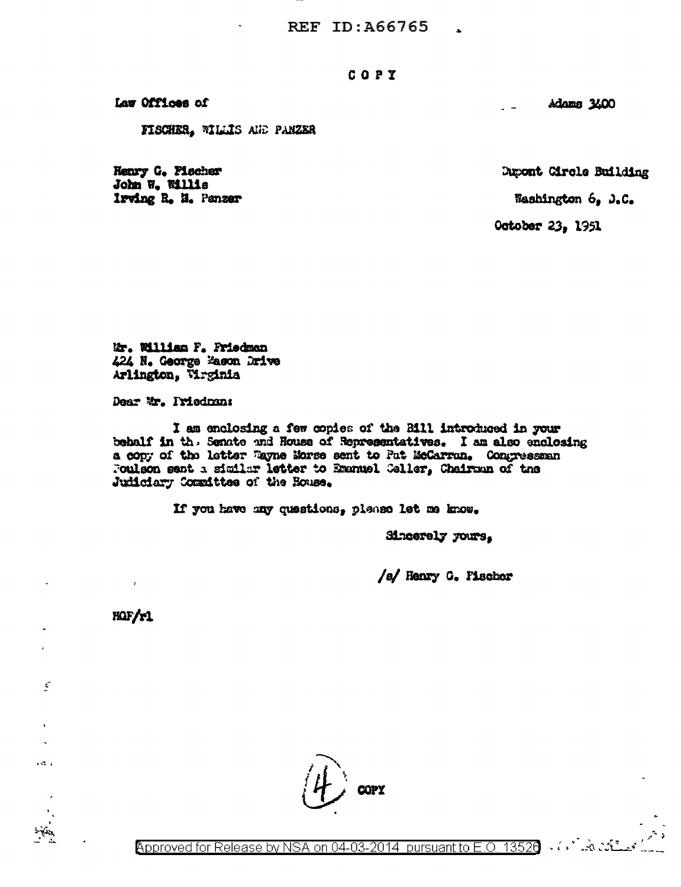COPY

Law Offices of

FISCHER, WILLIS AND PANZER

Adams 3400

Henry G. Fischer
John W. Willis
Irving R. M. Panzer

Dupont Circle Building

Washington 6, D.C.

October 23, 1951

Mr. William F. Friedman
424 N. George Mason Drive
Arlington, Virginia

Dear Mr. Friedman:

I am enclosing a few copies of the Bill introduced in your behalf in the Senate and House of Representatives. I am also enclosing a copy of the letter Wayne Morse sent to Pat McCarran. Congressman Poulson sent a similar letter to Emanuel Celler, Chairman of the Judiciary Committee of the House.

If you have any questions, please let me know.

Sincerely yours,

/s/ Henry G. Fischer

HGF/rl

(4) COPY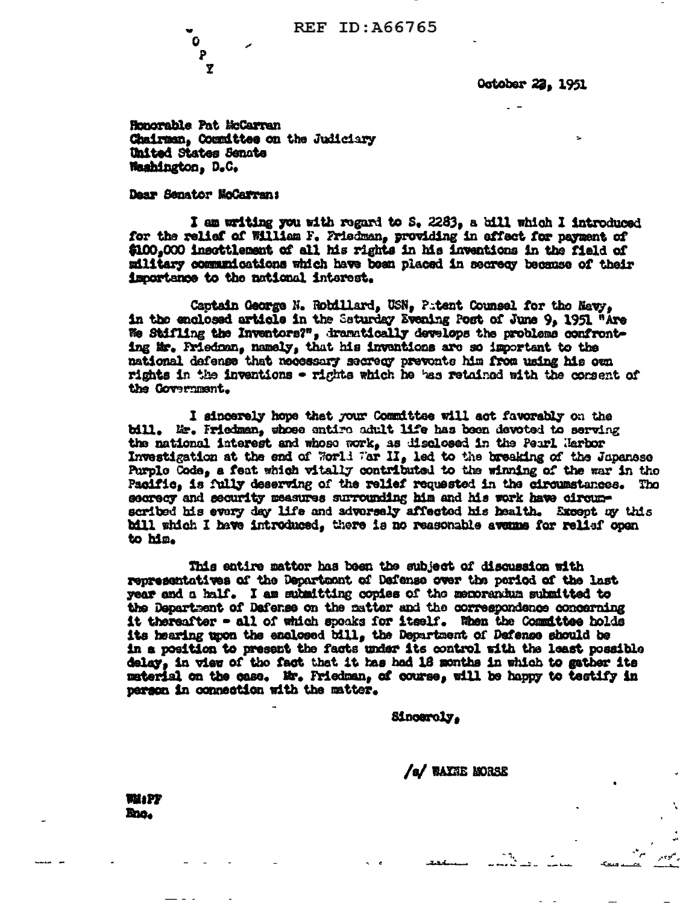C
O
P
Y

October 23, 1951

Honorable Pat McCarran
Chairman, Committee on the Judiciary
United States Senate
Washington, D.C.

Dear Senator McCarran:

I am writing you with regard to S. 2283, a bill which I introduced for the relief of William F. Friedman, providing in effect for payment of $100,000 insettlement of all his rights in his inventions in the field of military communications which have been placed in secrecy because of their importance to the national interest.

Captain George N. Robillard, USN, Patent Counsel for the Navy, in the enclosed article in the Saturday Evening Post of June 9, 1951 "Are We Stifling the Inventors?", dramatically develops the problems confronting Mr. Friedman, namely, that his inventions are so important to the national defense that necessary secrecy prevents him from using his own rights in the inventions - rights which he has retained with the consent of the Government.

I sincerely hope that your Committee will act favorably on the bill. Mr. Friedman, whose entire adult life has been devoted to serving the national interest and whose work, as disclosed in the Pearl Harbor Investigation at the end of World War II, led to the breaking of the Japanese Purple Code, a feat which vitally contributed to the winning of the war in the Pacific, is fully deserving of the relief requested in the circumstances. The secrecy and security measures surrounding him and his work have circumscribed his every day life and adversely affected his health. Except by this bill which I have introduced, there is no reasonable avenue for relief open to him.

This entire matter has been the subject of discussion with representatives of the Department of Defense over the period of the last year and a half. I am submitting copies of the memorandum submitted to the Department of Defense on the matter and the correspondence concerning it thereafter - all of which speaks for itself. When the Committee holds its hearing upon the enclosed bill, the Department of Defense should be in a position to present the facts under its control with the least possible delay, in view of the fact that it has had 18 months in which to gather its material on the case. Mr. Friedman, of course, will be happy to testify in person in connection with the matter.

Sincerely,

/s/ WAYNE MORSE

WM:PF
Enc.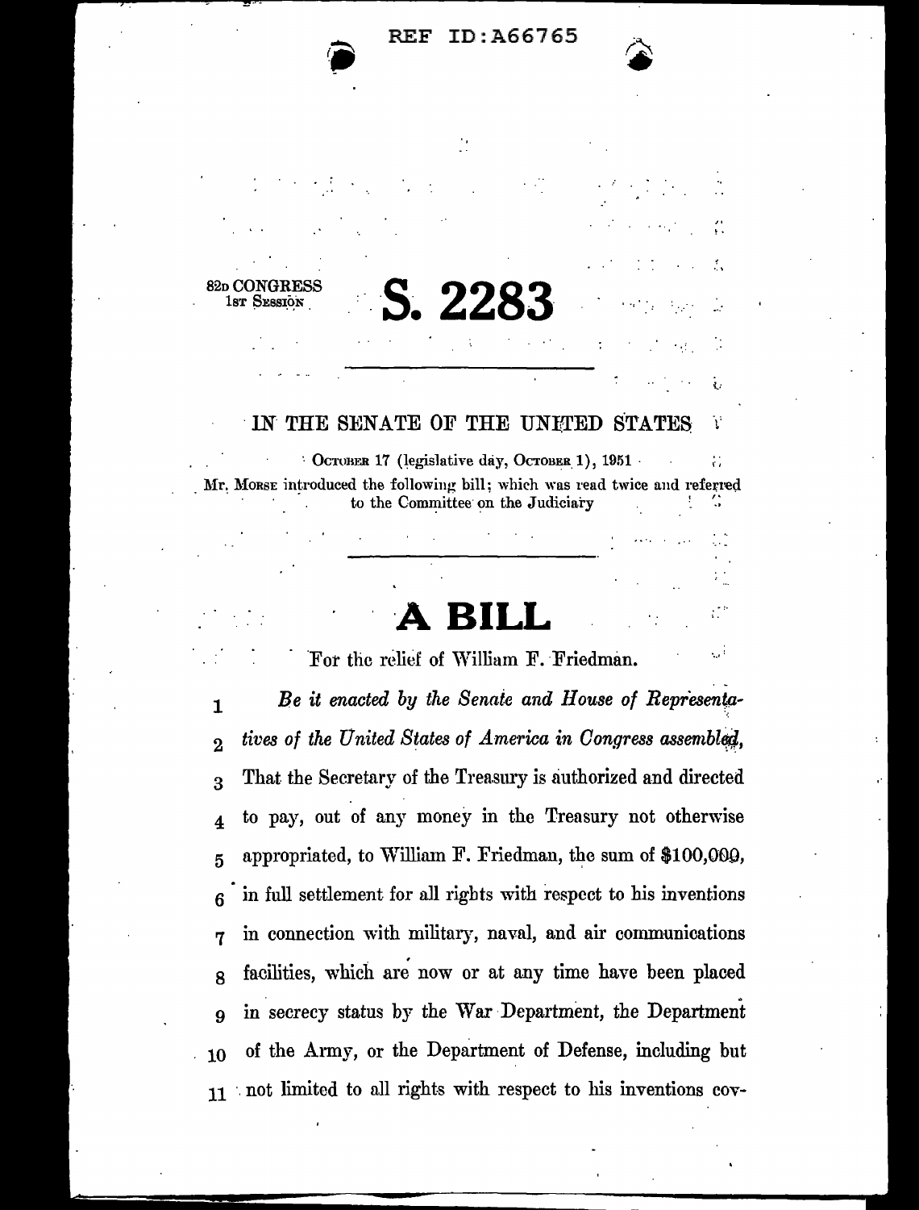REF ID:A66765

82D CONGRESS
1ST SESSION

# S. 2283

---

IN THE SENATE OF THE UNITED STATES

OCTOBER 17 (legislative day, OCTOBER 1), 1951

Mr. MORSE introduced the following bill; which was read twice and referred to the Committee on the Judiciary

---

# A BILL

For the relief of William F. Friedman.

1 *Be it enacted by the Senate and House of Representa-*
2 *tives of the United States of America in Congress assembled,*
3 That the Secretary of the Treasury is authorized and directed
4 to pay, out of any money in the Treasury not otherwise
5 appropriated, to William F. Friedman, the sum of $100,000,
6 in full settlement for all rights with respect to his inventions
7 in connection with military, naval, and air communications
8 facilities, which are now or at any time have been placed
9 in secrecy status by the War Department, the Department
10 of the Army, or the Department of Defense, including but
11 not limited to all rights with respect to his inventions cov-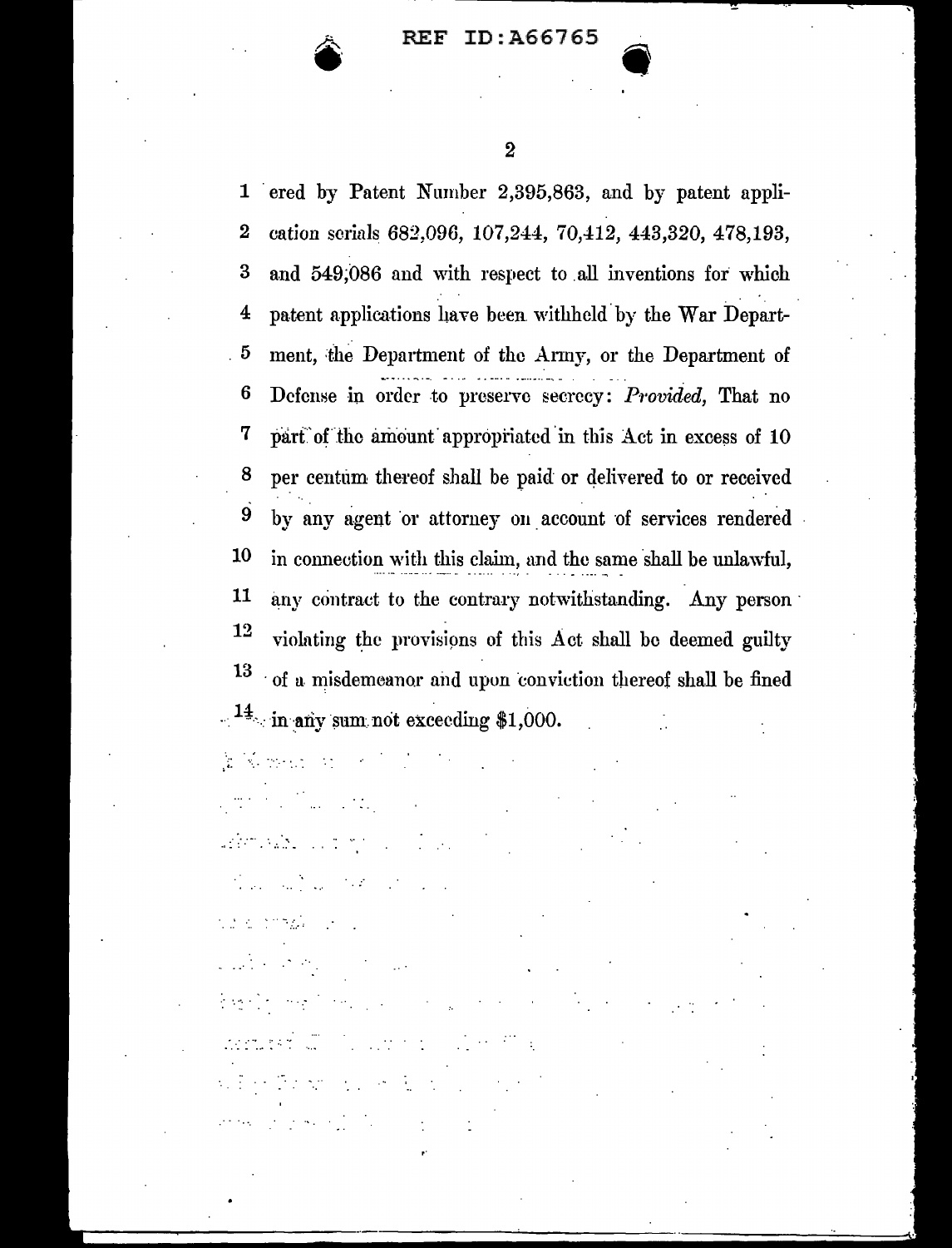ered by Patent Number 2,395,863, and by patent application serials 682,096, 107,244, 70,412, 443,320, 478,193, and 549,086 and with respect to all inventions for which patent applications have been withheld by the War Department, the Department of the Army, or the Department of Defense in order to preserve secrecy: *Provided,* That no part of the amount appropriated in this Act in excess of 10 per centum thereof shall be paid or delivered to or received by any agent or attorney on account of services rendered in connection with this claim, and the same shall be unlawful, any contract to the contrary notwithstanding. Any person violating the provisions of this Act shall be deemed guilty of a misdemeanor and upon conviction thereof shall be fined in any sum not exceeding $1,000.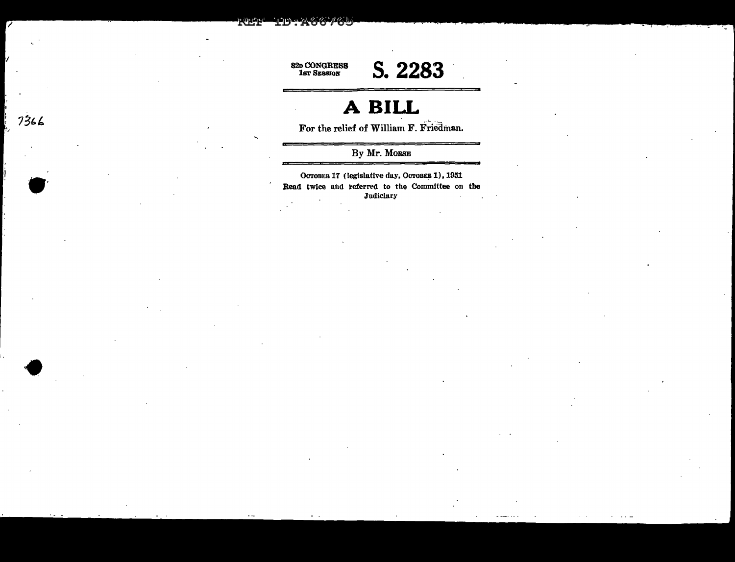7366

82D CONGRESS
1ST SESSION

# S. 2283

# A BILL

For the relief of William F. Friedman.

By Mr. MORSE

OCTOBER 17 (legislative day, OCTOBER 1), 1951

Read twice and referred to the Committee on the Judiciary